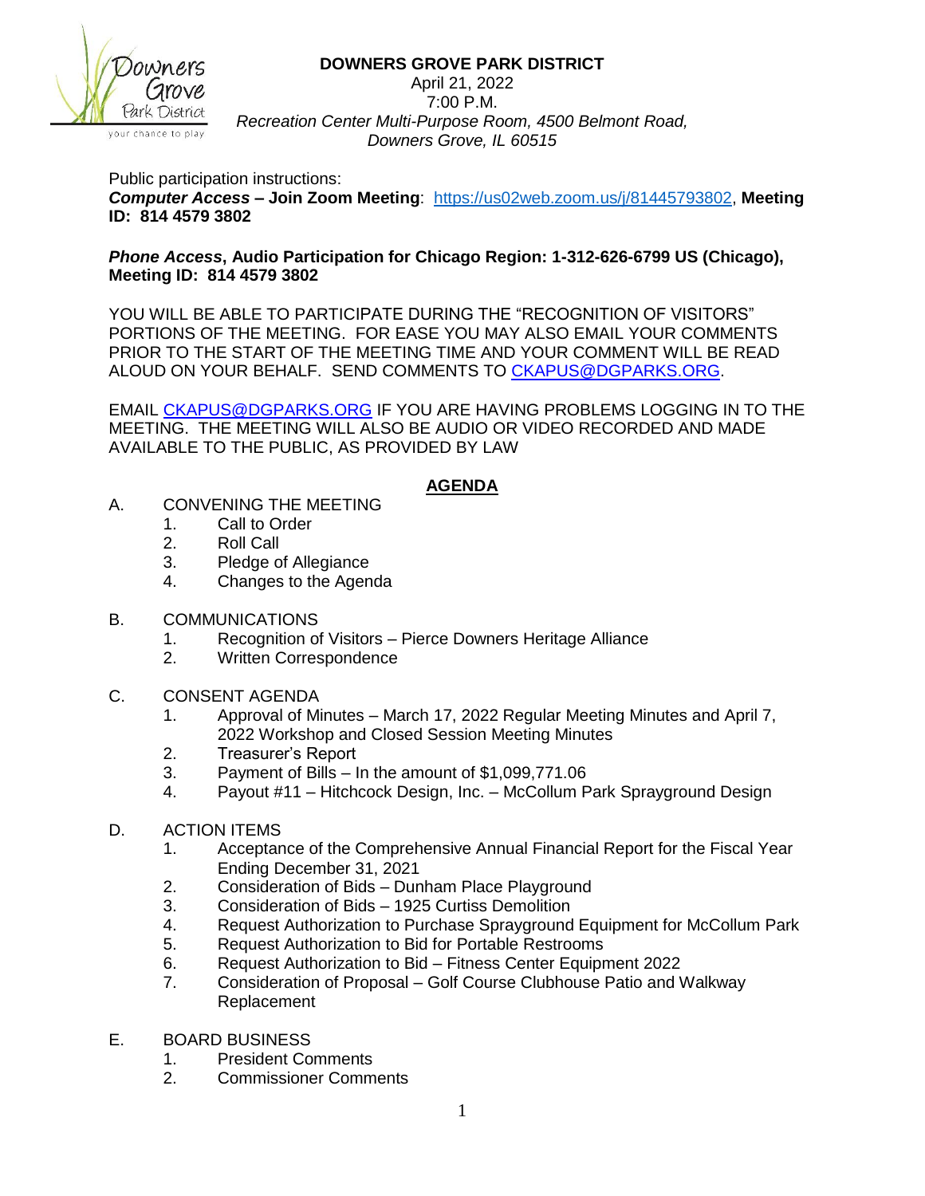**DOWNERS GROVE PARK DISTRICT**
April 21, 2022
7:00 P.M.
*Recreation Center Multi-Purpose Room, 4500 Belmont Road, Downers Grove, IL 60515*

Public participation instructions:
***Computer Access* – Join Zoom Meeting**: https://us02web.zoom.us/j/81445793802, **Meeting ID: 814 4579 3802**

***Phone Access*, Audio Participation for Chicago Region: 1-312-626-6799 US (Chicago), Meeting ID: 814 4579 3802**

YOU WILL BE ABLE TO PARTICIPATE DURING THE "RECOGNITION OF VISITORS" PORTIONS OF THE MEETING. FOR EASE YOU MAY ALSO EMAIL YOUR COMMENTS PRIOR TO THE START OF THE MEETING TIME AND YOUR COMMENT WILL BE READ ALOUD ON YOUR BEHALF. SEND COMMENTS TO CKAPUS@DGPARKS.ORG.

EMAIL CKAPUS@DGPARKS.ORG IF YOU ARE HAVING PROBLEMS LOGGING IN TO THE MEETING. THE MEETING WILL ALSO BE AUDIO OR VIDEO RECORDED AND MADE AVAILABLE TO THE PUBLIC, AS PROVIDED BY LAW

## AGENDA

A. CONVENING THE MEETING
1. Call to Order
2. Roll Call
3. Pledge of Allegiance
4. Changes to the Agenda

B. COMMUNICATIONS
1. Recognition of Visitors – Pierce Downers Heritage Alliance
2. Written Correspondence

C. CONSENT AGENDA
1. Approval of Minutes – March 17, 2022 Regular Meeting Minutes and April 7, 2022 Workshop and Closed Session Meeting Minutes
2. Treasurer's Report
3. Payment of Bills – In the amount of $1,099,771.06
4. Payout #11 – Hitchcock Design, Inc. – McCollum Park Sprayground Design

D. ACTION ITEMS
1. Acceptance of the Comprehensive Annual Financial Report for the Fiscal Year Ending December 31, 2021
2. Consideration of Bids – Dunham Place Playground
3. Consideration of Bids – 1925 Curtiss Demolition
4. Request Authorization to Purchase Sprayground Equipment for McCollum Park
5. Request Authorization to Bid for Portable Restrooms
6. Request Authorization to Bid – Fitness Center Equipment 2022
7. Consideration of Proposal – Golf Course Clubhouse Patio and Walkway Replacement

E. BOARD BUSINESS
1. President Comments
2. Commissioner Comments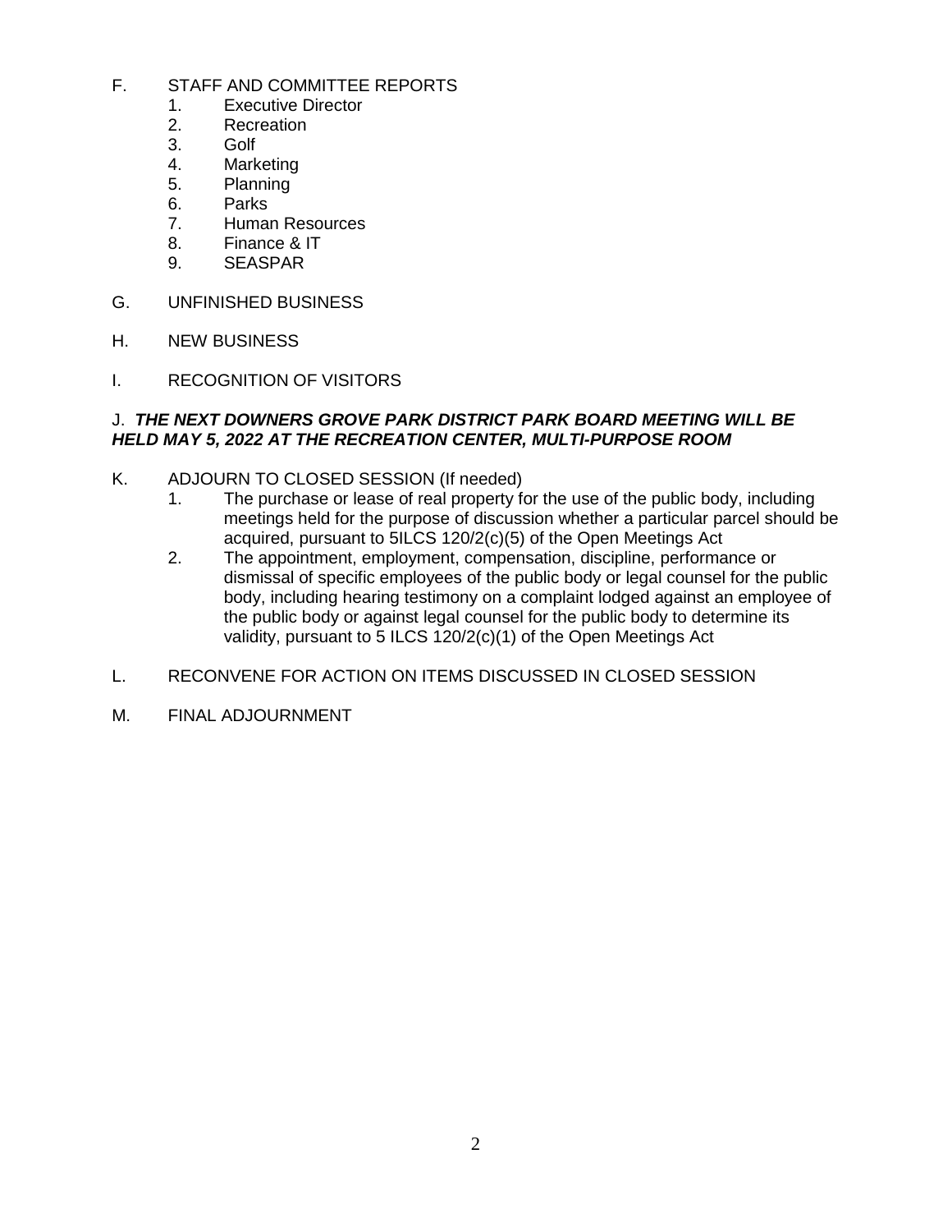F. STAFF AND COMMITTEE REPORTS
   1. Executive Director
   2. Recreation
   3. Golf
   4. Marketing
   5. Planning
   6. Parks
   7. Human Resources
   8. Finance & IT
   9. SEASPAR

G. UNFINISHED BUSINESS

H. NEW BUSINESS

I. RECOGNITION OF VISITORS

J. ***THE NEXT DOWNERS GROVE PARK DISTRICT PARK BOARD MEETING WILL BE HELD MAY 5, 2022 AT THE RECREATION CENTER, MULTI-PURPOSE ROOM***

K. ADJOURN TO CLOSED SESSION (If needed)
   1. The purchase or lease of real property for the use of the public body, including meetings held for the purpose of discussion whether a particular parcel should be acquired, pursuant to 5ILCS 120/2(c)(5) of the Open Meetings Act
   2. The appointment, employment, compensation, discipline, performance or dismissal of specific employees of the public body or legal counsel for the public body, including hearing testimony on a complaint lodged against an employee of the public body or against legal counsel for the public body to determine its validity, pursuant to 5 ILCS 120/2(c)(1) of the Open Meetings Act

L. RECONVENE FOR ACTION ON ITEMS DISCUSSED IN CLOSED SESSION

M. FINAL ADJOURNMENT